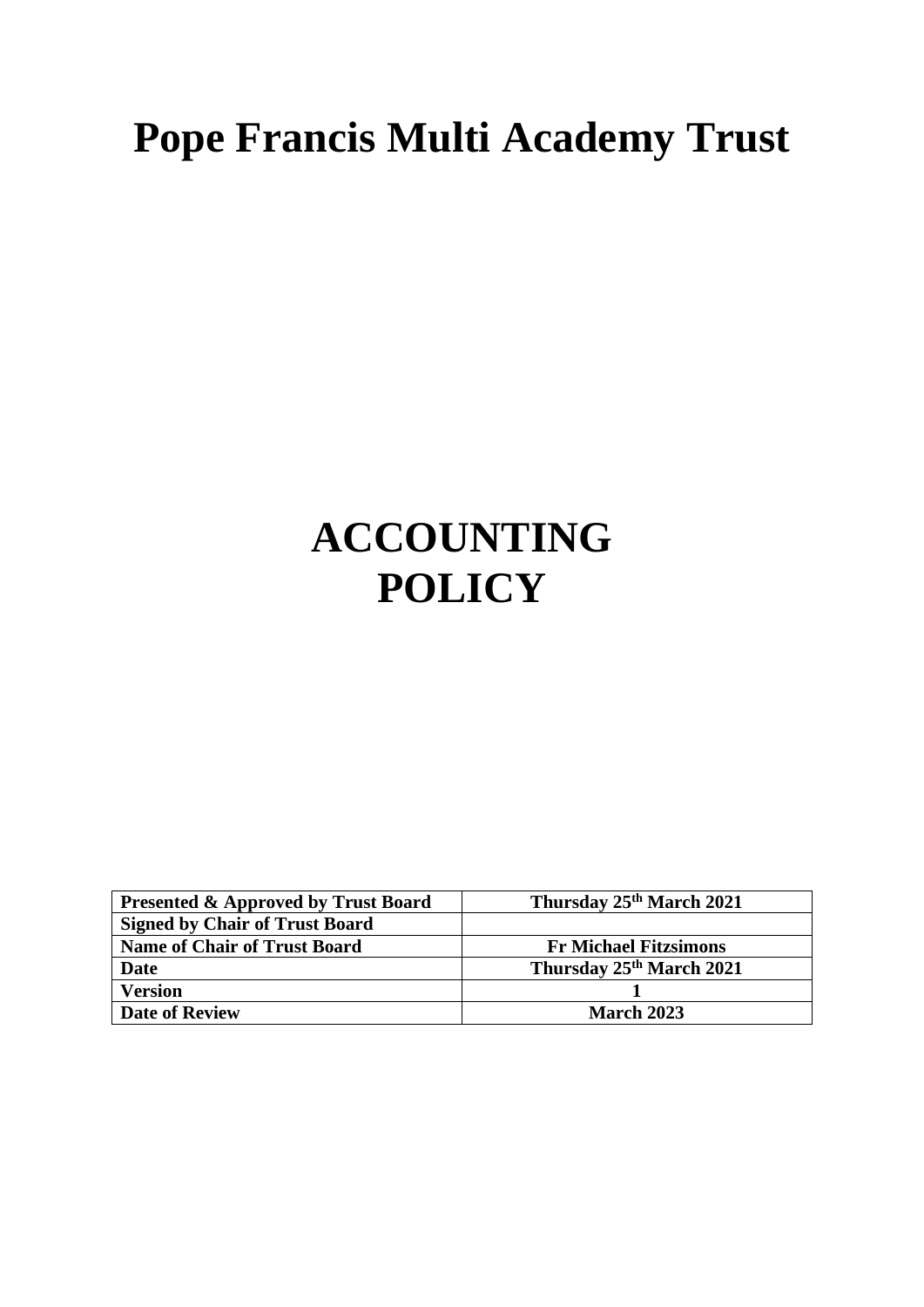# Pope Francis Multi Academy Trust

# ACCOUNTING POLICY

| **Presented & Approved by Trust Board** | **Thursday 25th March 2021** |
|---|---|
| **Signed by Chair of Trust Board** | |
| **Name of Chair of Trust Board** | **Fr Michael Fitzsimons** |
| **Date** | **Thursday 25th March 2021** |
| **Version** | **1** |
| **Date of Review** | **March 2023** |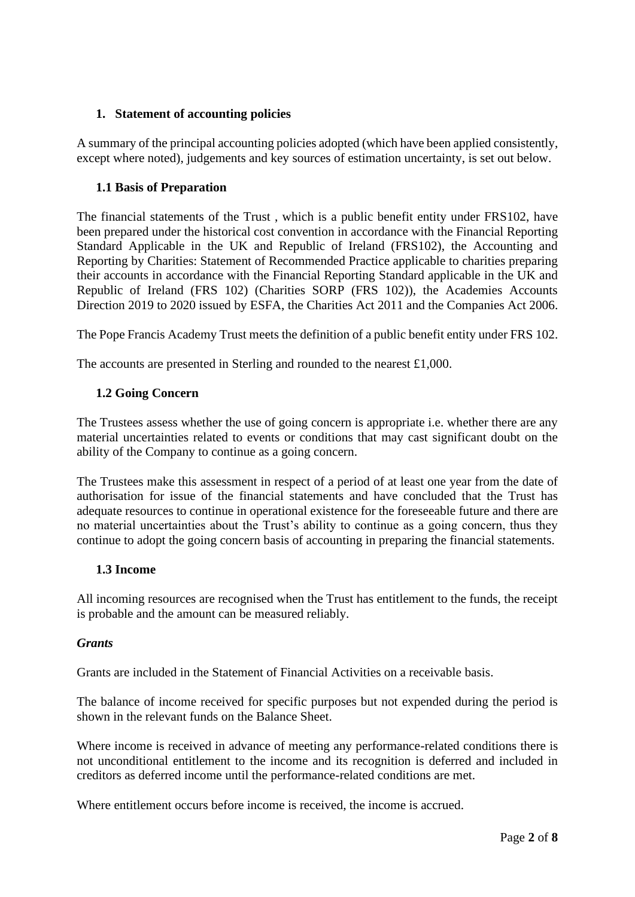## 1. Statement of accounting policies

A summary of the principal accounting policies adopted (which have been applied consistently, except where noted), judgements and key sources of estimation uncertainty, is set out below.

### 1.1 Basis of Preparation

The financial statements of the Trust , which is a public benefit entity under FRS102, have been prepared under the historical cost convention in accordance with the Financial Reporting Standard Applicable in the UK and Republic of Ireland (FRS102), the Accounting and Reporting by Charities: Statement of Recommended Practice applicable to charities preparing their accounts in accordance with the Financial Reporting Standard applicable in the UK and Republic of Ireland (FRS 102) (Charities SORP (FRS 102)), the Academies Accounts Direction 2019 to 2020 issued by ESFA, the Charities Act 2011 and the Companies Act 2006.

The Pope Francis Academy Trust meets the definition of a public benefit entity under FRS 102.

The accounts are presented in Sterling and rounded to the nearest £1,000.

### 1.2 Going Concern

The Trustees assess whether the use of going concern is appropriate i.e. whether there are any material uncertainties related to events or conditions that may cast significant doubt on the ability of the Company to continue as a going concern.

The Trustees make this assessment in respect of a period of at least one year from the date of authorisation for issue of the financial statements and have concluded that the Trust has adequate resources to continue in operational existence for the foreseeable future and there are no material uncertainties about the Trust's ability to continue as a going concern, thus they continue to adopt the going concern basis of accounting in preparing the financial statements.

### 1.3 Income

All incoming resources are recognised when the Trust has entitlement to the funds, the receipt is probable and the amount can be measured reliably.

***Grants***

Grants are included in the Statement of Financial Activities on a receivable basis.

The balance of income received for specific purposes but not expended during the period is shown in the relevant funds on the Balance Sheet.

Where income is received in advance of meeting any performance-related conditions there is not unconditional entitlement to the income and its recognition is deferred and included in creditors as deferred income until the performance-related conditions are met.

Where entitlement occurs before income is received, the income is accrued.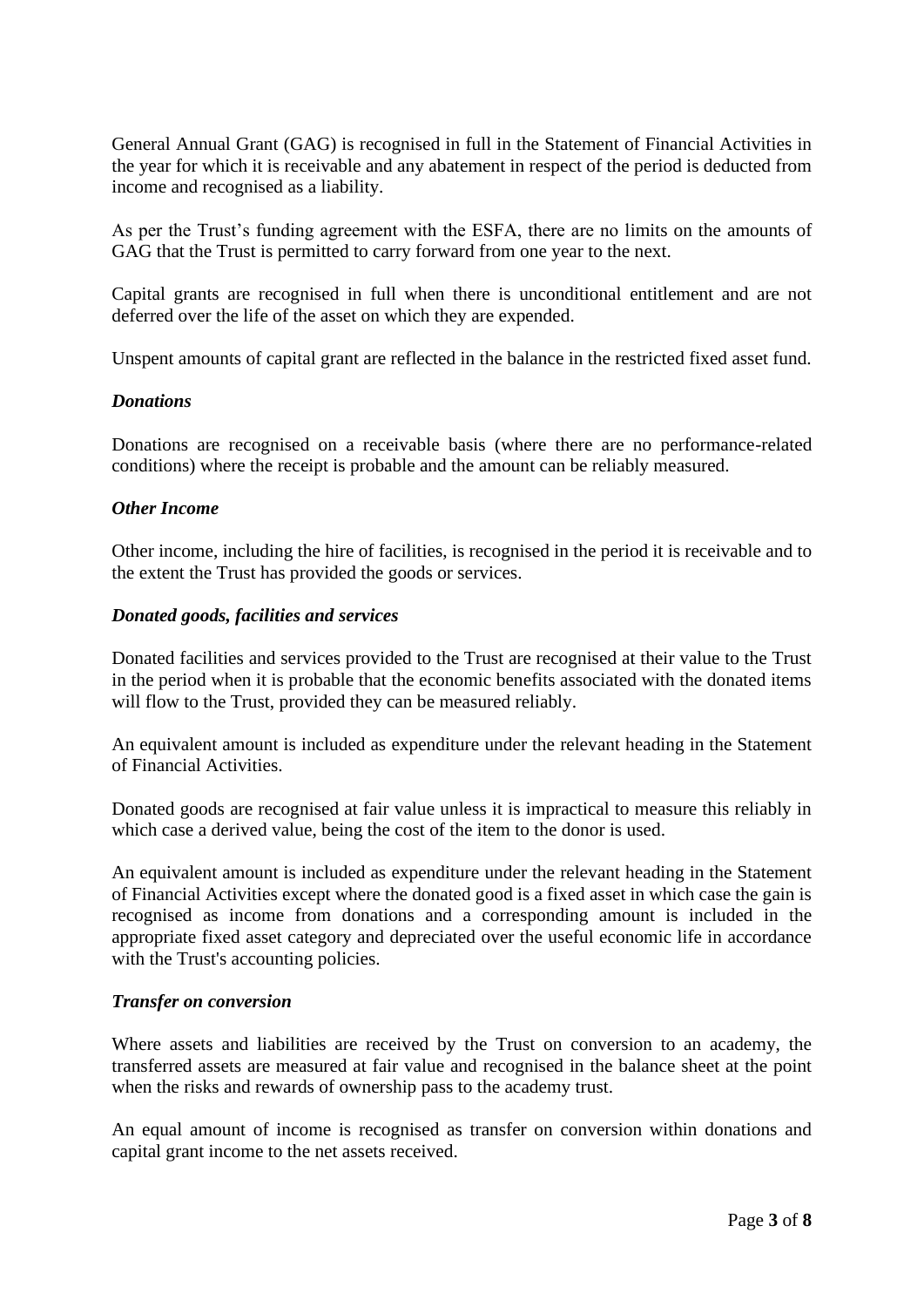General Annual Grant (GAG) is recognised in full in the Statement of Financial Activities in the year for which it is receivable and any abatement in respect of the period is deducted from income and recognised as a liability.

As per the Trust's funding agreement with the ESFA, there are no limits on the amounts of GAG that the Trust is permitted to carry forward from one year to the next.

Capital grants are recognised in full when there is unconditional entitlement and are not deferred over the life of the asset on which they are expended.

Unspent amounts of capital grant are reflected in the balance in the restricted fixed asset fund.

***Donations***

Donations are recognised on a receivable basis (where there are no performance-related conditions) where the receipt is probable and the amount can be reliably measured.

***Other Income***

Other income, including the hire of facilities, is recognised in the period it is receivable and to the extent the Trust has provided the goods or services.

***Donated goods, facilities and services***

Donated facilities and services provided to the Trust are recognised at their value to the Trust in the period when it is probable that the economic benefits associated with the donated items will flow to the Trust, provided they can be measured reliably.

An equivalent amount is included as expenditure under the relevant heading in the Statement of Financial Activities.

Donated goods are recognised at fair value unless it is impractical to measure this reliably in which case a derived value, being the cost of the item to the donor is used.

An equivalent amount is included as expenditure under the relevant heading in the Statement of Financial Activities except where the donated good is a fixed asset in which case the gain is recognised as income from donations and a corresponding amount is included in the appropriate fixed asset category and depreciated over the useful economic life in accordance with the Trust's accounting policies.

***Transfer on conversion***

Where assets and liabilities are received by the Trust on conversion to an academy, the transferred assets are measured at fair value and recognised in the balance sheet at the point when the risks and rewards of ownership pass to the academy trust.

An equal amount of income is recognised as transfer on conversion within donations and capital grant income to the net assets received.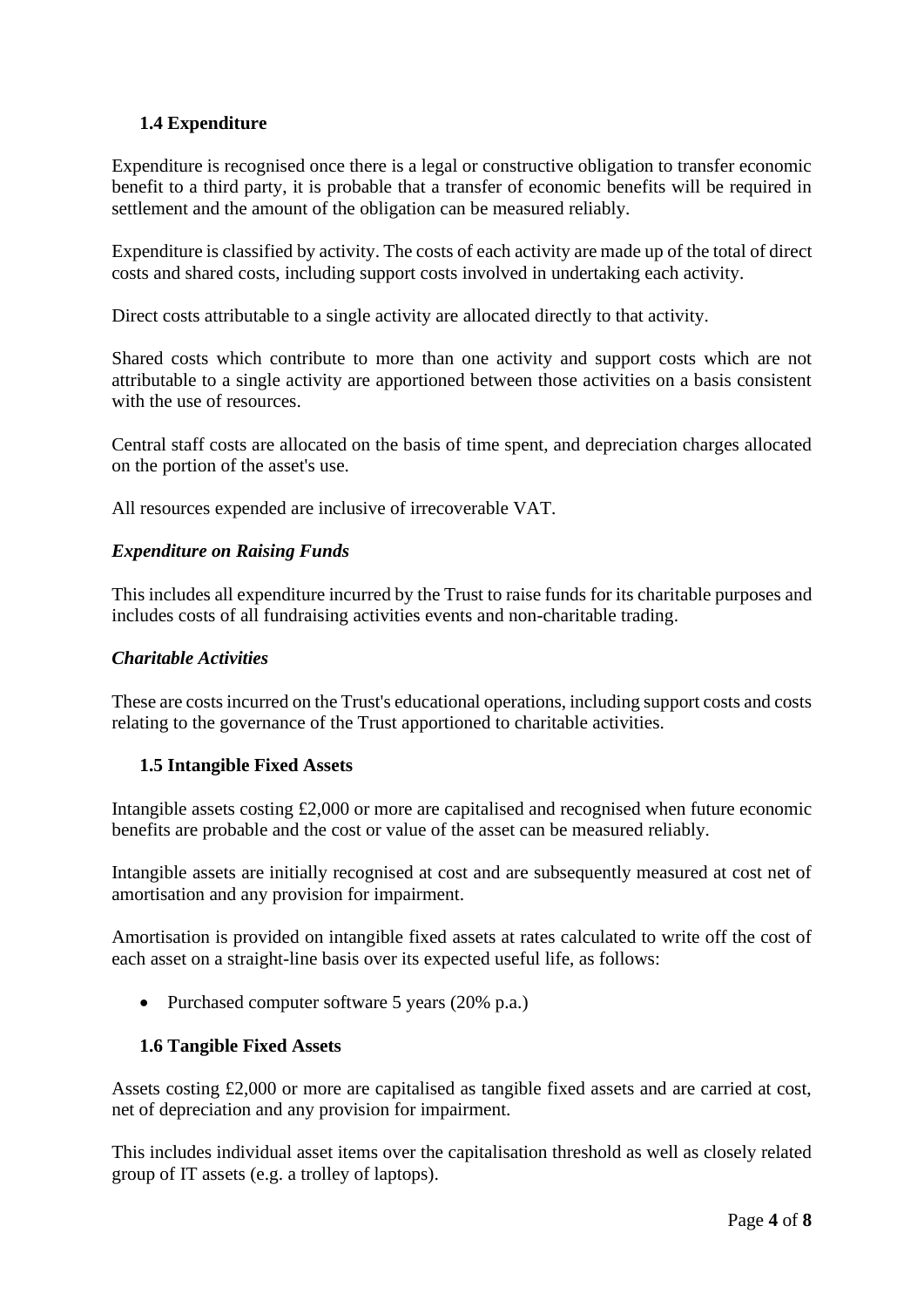### 1.4 Expenditure

Expenditure is recognised once there is a legal or constructive obligation to transfer economic benefit to a third party, it is probable that a transfer of economic benefits will be required in settlement and the amount of the obligation can be measured reliably.

Expenditure is classified by activity. The costs of each activity are made up of the total of direct costs and shared costs, including support costs involved in undertaking each activity.

Direct costs attributable to a single activity are allocated directly to that activity.

Shared costs which contribute to more than one activity and support costs which are not attributable to a single activity are apportioned between those activities on a basis consistent with the use of resources.

Central staff costs are allocated on the basis of time spent, and depreciation charges allocated on the portion of the asset's use.

All resources expended are inclusive of irrecoverable VAT.

#### *Expenditure on Raising Funds*

This includes all expenditure incurred by the Trust to raise funds for its charitable purposes and includes costs of all fundraising activities events and non-charitable trading.

#### *Charitable Activities*

These are costs incurred on the Trust's educational operations, including support costs and costs relating to the governance of the Trust apportioned to charitable activities.

### 1.5 Intangible Fixed Assets

Intangible assets costing £2,000 or more are capitalised and recognised when future economic benefits are probable and the cost or value of the asset can be measured reliably.

Intangible assets are initially recognised at cost and are subsequently measured at cost net of amortisation and any provision for impairment.

Amortisation is provided on intangible fixed assets at rates calculated to write off the cost of each asset on a straight-line basis over its expected useful life, as follows:

- Purchased computer software 5 years (20% p.a.)

### 1.6 Tangible Fixed Assets

Assets costing £2,000 or more are capitalised as tangible fixed assets and are carried at cost, net of depreciation and any provision for impairment.

This includes individual asset items over the capitalisation threshold as well as closely related group of IT assets (e.g. a trolley of laptops).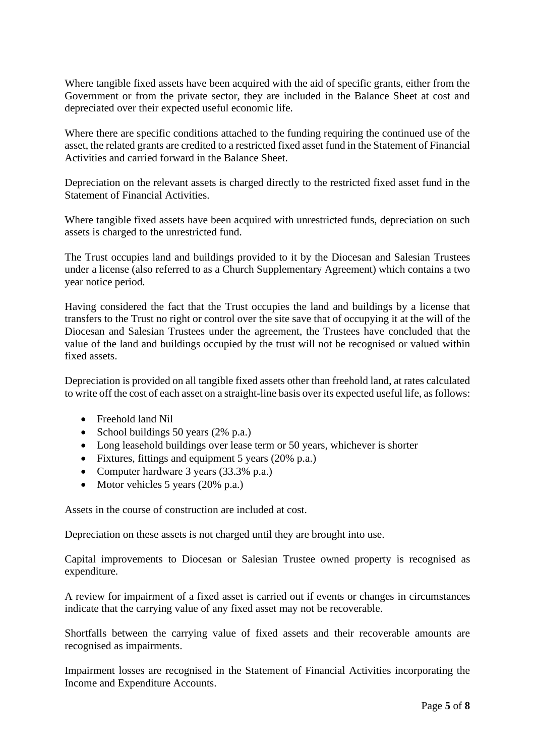Where tangible fixed assets have been acquired with the aid of specific grants, either from the Government or from the private sector, they are included in the Balance Sheet at cost and depreciated over their expected useful economic life.

Where there are specific conditions attached to the funding requiring the continued use of the asset, the related grants are credited to a restricted fixed asset fund in the Statement of Financial Activities and carried forward in the Balance Sheet.

Depreciation on the relevant assets is charged directly to the restricted fixed asset fund in the Statement of Financial Activities.

Where tangible fixed assets have been acquired with unrestricted funds, depreciation on such assets is charged to the unrestricted fund.

The Trust occupies land and buildings provided to it by the Diocesan and Salesian Trustees under a license (also referred to as a Church Supplementary Agreement) which contains a two year notice period.

Having considered the fact that the Trust occupies the land and buildings by a license that transfers to the Trust no right or control over the site save that of occupying it at the will of the Diocesan and Salesian Trustees under the agreement, the Trustees have concluded that the value of the land and buildings occupied by the trust will not be recognised or valued within fixed assets.

Depreciation is provided on all tangible fixed assets other than freehold land, at rates calculated to write off the cost of each asset on a straight-line basis over its expected useful life, as follows:

- Freehold land Nil
- School buildings 50 years (2% p.a.)
- Long leasehold buildings over lease term or 50 years, whichever is shorter
- Fixtures, fittings and equipment 5 years (20% p.a.)
- Computer hardware 3 years (33.3% p.a.)
- Motor vehicles 5 years (20% p.a.)

Assets in the course of construction are included at cost.

Depreciation on these assets is not charged until they are brought into use.

Capital improvements to Diocesan or Salesian Trustee owned property is recognised as expenditure.

A review for impairment of a fixed asset is carried out if events or changes in circumstances indicate that the carrying value of any fixed asset may not be recoverable.

Shortfalls between the carrying value of fixed assets and their recoverable amounts are recognised as impairments.

Impairment losses are recognised in the Statement of Financial Activities incorporating the Income and Expenditure Accounts.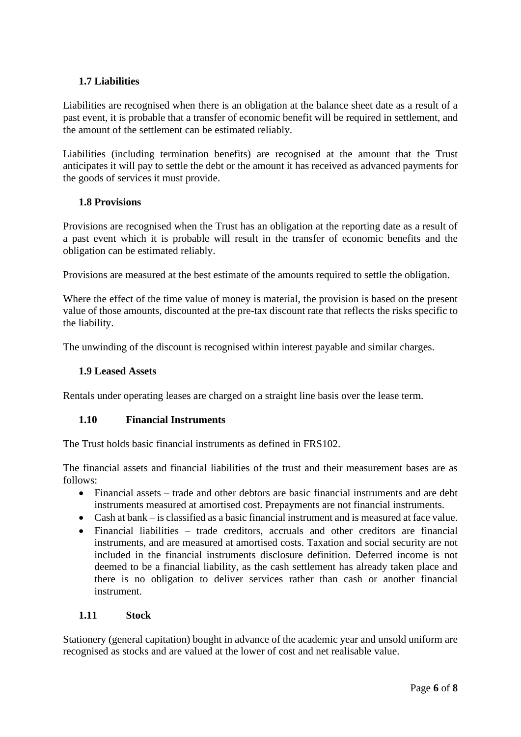### 1.7 Liabilities

Liabilities are recognised when there is an obligation at the balance sheet date as a result of a past event, it is probable that a transfer of economic benefit will be required in settlement, and the amount of the settlement can be estimated reliably.

Liabilities (including termination benefits) are recognised at the amount that the Trust anticipates it will pay to settle the debt or the amount it has received as advanced payments for the goods of services it must provide.

### 1.8 Provisions

Provisions are recognised when the Trust has an obligation at the reporting date as a result of a past event which it is probable will result in the transfer of economic benefits and the obligation can be estimated reliably.

Provisions are measured at the best estimate of the amounts required to settle the obligation.

Where the effect of the time value of money is material, the provision is based on the present value of those amounts, discounted at the pre-tax discount rate that reflects the risks specific to the liability.

The unwinding of the discount is recognised within interest payable and similar charges.

### 1.9 Leased Assets

Rentals under operating leases are charged on a straight line basis over the lease term.

### 1.10 Financial Instruments

The Trust holds basic financial instruments as defined in FRS102.

The financial assets and financial liabilities of the trust and their measurement bases are as follows:

- Financial assets – trade and other debtors are basic financial instruments and are debt instruments measured at amortised cost. Prepayments are not financial instruments.
- Cash at bank – is classified as a basic financial instrument and is measured at face value.
- Financial liabilities – trade creditors, accruals and other creditors are financial instruments, and are measured at amortised costs. Taxation and social security are not included in the financial instruments disclosure definition. Deferred income is not deemed to be a financial liability, as the cash settlement has already taken place and there is no obligation to deliver services rather than cash or another financial instrument.

### 1.11 Stock

Stationery (general capitation) bought in advance of the academic year and unsold uniform are recognised as stocks and are valued at the lower of cost and net realisable value.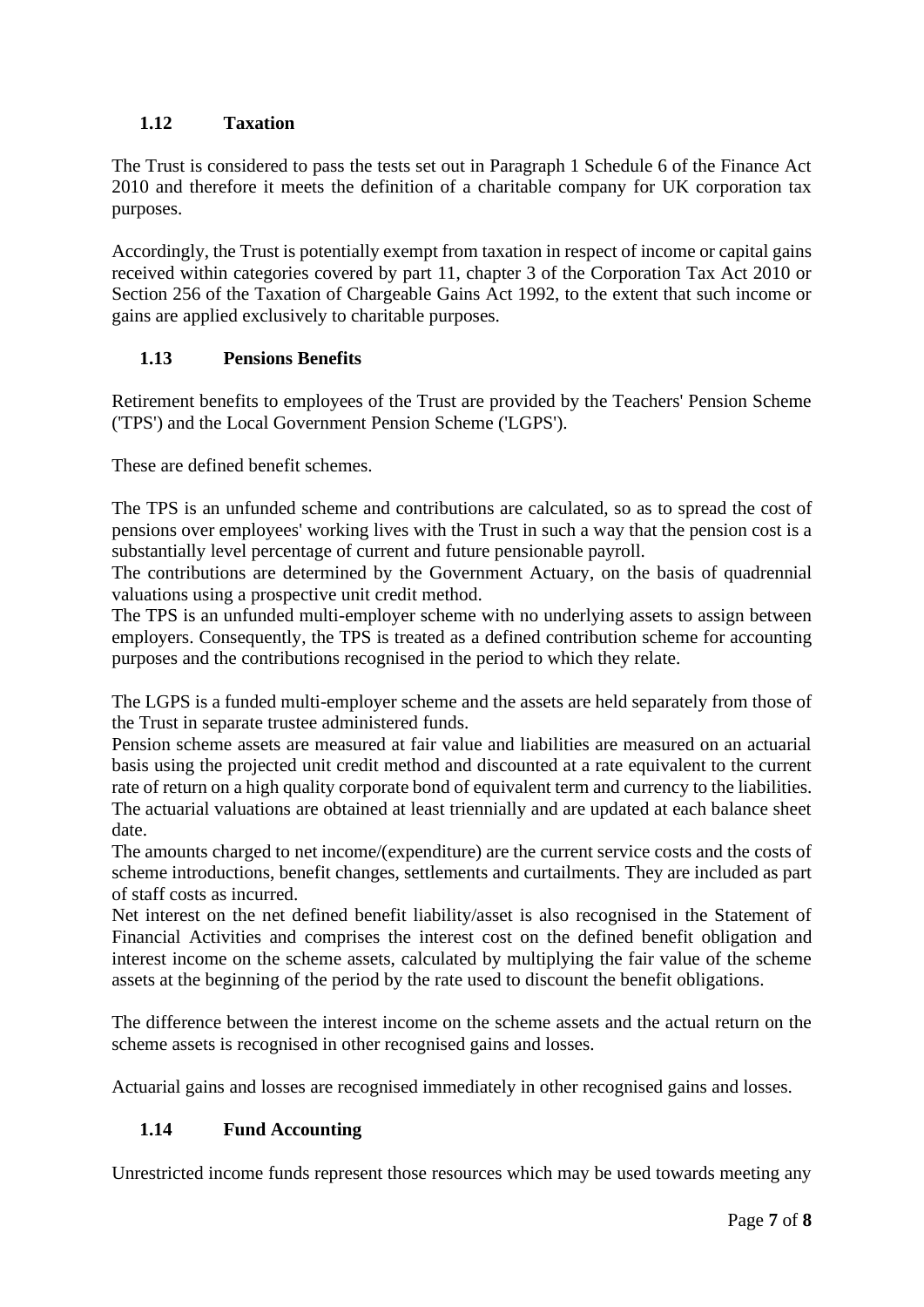### 1.12 Taxation

The Trust is considered to pass the tests set out in Paragraph 1 Schedule 6 of the Finance Act 2010 and therefore it meets the definition of a charitable company for UK corporation tax purposes.

Accordingly, the Trust is potentially exempt from taxation in respect of income or capital gains received within categories covered by part 11, chapter 3 of the Corporation Tax Act 2010 or Section 256 of the Taxation of Chargeable Gains Act 1992, to the extent that such income or gains are applied exclusively to charitable purposes.

### 1.13 Pensions Benefits

Retirement benefits to employees of the Trust are provided by the Teachers' Pension Scheme ('TPS') and the Local Government Pension Scheme ('LGPS').

These are defined benefit schemes.

The TPS is an unfunded scheme and contributions are calculated, so as to spread the cost of pensions over employees' working lives with the Trust in such a way that the pension cost is a substantially level percentage of current and future pensionable payroll.
The contributions are determined by the Government Actuary, on the basis of quadrennial valuations using a prospective unit credit method.
The TPS is an unfunded multi-employer scheme with no underlying assets to assign between employers. Consequently, the TPS is treated as a defined contribution scheme for accounting purposes and the contributions recognised in the period to which they relate.

The LGPS is a funded multi-employer scheme and the assets are held separately from those of the Trust in separate trustee administered funds.
Pension scheme assets are measured at fair value and liabilities are measured on an actuarial basis using the projected unit credit method and discounted at a rate equivalent to the current rate of return on a high quality corporate bond of equivalent term and currency to the liabilities.
The actuarial valuations are obtained at least triennially and are updated at each balance sheet date.
The amounts charged to net income/(expenditure) are the current service costs and the costs of scheme introductions, benefit changes, settlements and curtailments. They are included as part of staff costs as incurred.
Net interest on the net defined benefit liability/asset is also recognised in the Statement of Financial Activities and comprises the interest cost on the defined benefit obligation and interest income on the scheme assets, calculated by multiplying the fair value of the scheme assets at the beginning of the period by the rate used to discount the benefit obligations.

The difference between the interest income on the scheme assets and the actual return on the scheme assets is recognised in other recognised gains and losses.

Actuarial gains and losses are recognised immediately in other recognised gains and losses.

### 1.14 Fund Accounting

Unrestricted income funds represent those resources which may be used towards meeting any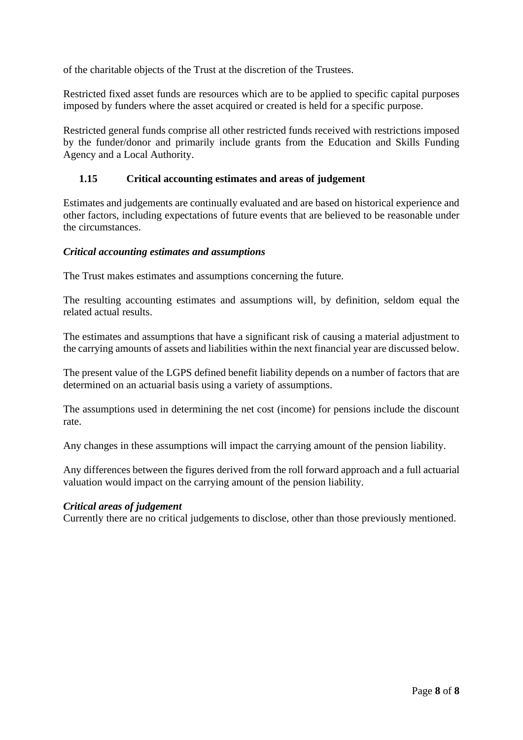of the charitable objects of the Trust at the discretion of the Trustees.

Restricted fixed asset funds are resources which are to be applied to specific capital purposes imposed by funders where the asset acquired or created is held for a specific purpose.

Restricted general funds comprise all other restricted funds received with restrictions imposed by the funder/donor and primarily include grants from the Education and Skills Funding Agency and a Local Authority.

### 1.15 Critical accounting estimates and areas of judgement

Estimates and judgements are continually evaluated and are based on historical experience and other factors, including expectations of future events that are believed to be reasonable under the circumstances.

***Critical accounting estimates and assumptions***

The Trust makes estimates and assumptions concerning the future.

The resulting accounting estimates and assumptions will, by definition, seldom equal the related actual results.

The estimates and assumptions that have a significant risk of causing a material adjustment to the carrying amounts of assets and liabilities within the next financial year are discussed below.

The present value of the LGPS defined benefit liability depends on a number of factors that are determined on an actuarial basis using a variety of assumptions.

The assumptions used in determining the net cost (income) for pensions include the discount rate.

Any changes in these assumptions will impact the carrying amount of the pension liability.

Any differences between the figures derived from the roll forward approach and a full actuarial valuation would impact on the carrying amount of the pension liability.

***Critical areas of judgement***

Currently there are no critical judgements to disclose, other than those previously mentioned.